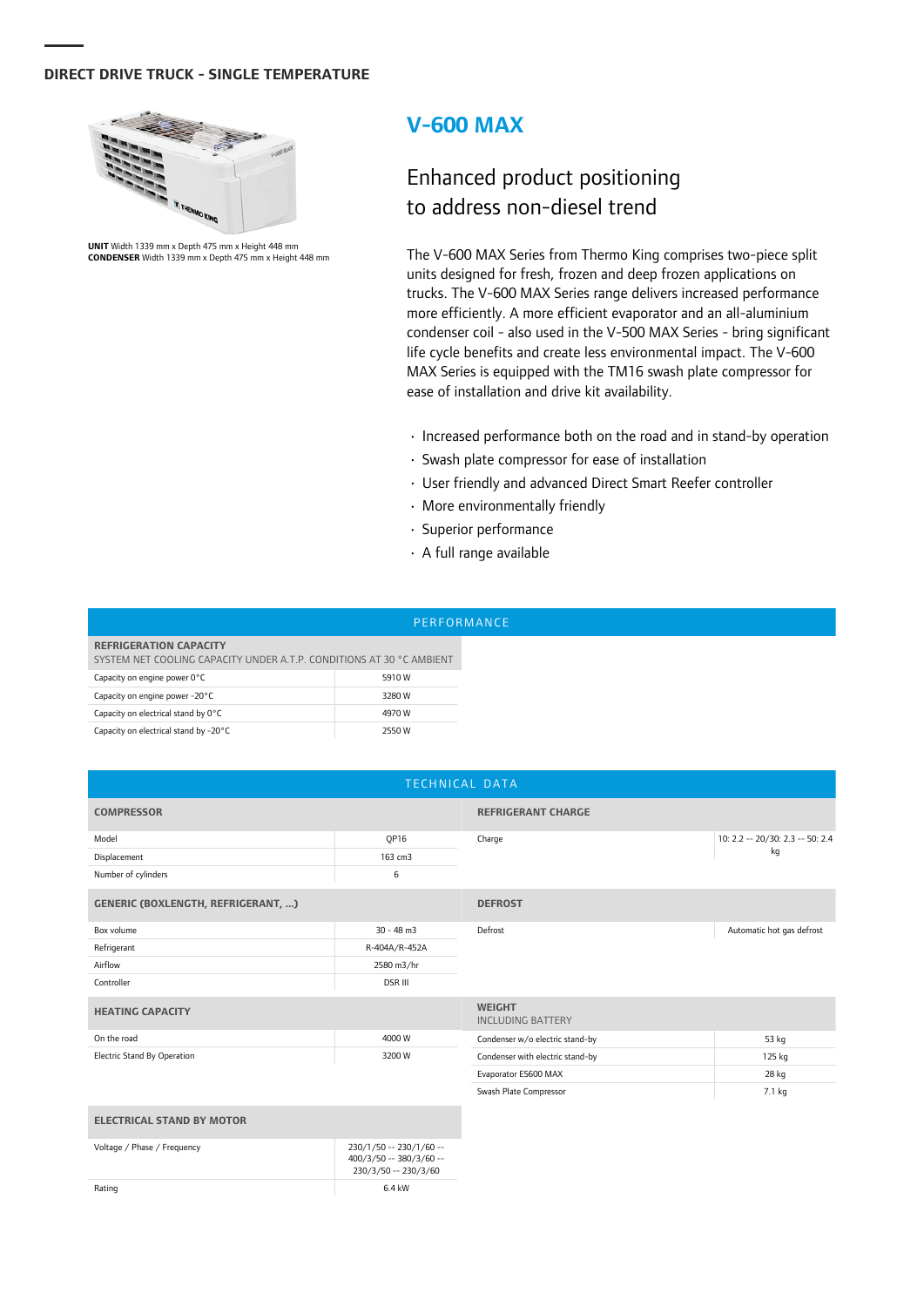## DIRECT DRIVE TRUCK - SINGLE TEMPERATURE

**UNIT** Width 1339 mm x Depth 475 mm x Height 448 mm
**CONDENSER** Width 1339 mm x Depth 475 mm x Height 448 mm

# V-600 MAX

## Enhanced product positioning to address non-diesel trend

The V-600 MAX Series from Thermo King comprises two-piece split units designed for fresh, frozen and deep frozen applications on trucks. The V-600 MAX Series range delivers increased performance more efficiently. A more efficient evaporator and an all-aluminium condenser coil - also used in the V-500 MAX Series - bring significant life cycle benefits and create less environmental impact. The V-600 MAX Series is equipped with the TM16 swash plate compressor for ease of installation and drive kit availability.

- Increased performance both on the road and in stand-by operation
- Swash plate compressor for ease of installation
- User friendly and advanced Direct Smart Reefer controller
- More environmentally friendly
- Superior performance
- A full range available

### PERFORMANCE

| REFRIGERATION CAPACITY<br>SYSTEM NET COOLING CAPACITY UNDER A.T.P. CONDITIONS AT 30 °C AMBIENT | |
|---|---|
| Capacity on engine power 0°C | 5910 W |
| Capacity on engine power -20°C | 3280 W |
| Capacity on electrical stand by 0°C | 4970 W |
| Capacity on electrical stand by -20°C | 2550 W |

### TECHNICAL DATA

| COMPRESSOR | |
|---|---|
| Model | QP16 |
| Displacement | 163 cm3 |
| Number of cylinders | 6 |

| GENERIC (BOXLENGTH, REFRIGERANT, ...) | |
|---|---|
| Box volume | 30 - 48 m3 |
| Refrigerant | R-404A/R-452A |
| Airflow | 2580 m3/hr |
| Controller | DSR III |

| HEATING CAPACITY | |
|---|---|
| On the road | 4000 W |
| Electric Stand By Operation | 3200 W |

| ELECTRICAL STAND BY MOTOR | |
|---|---|
| Voltage / Phase / Frequency | 230/1/50 -- 230/1/60 -- 400/3/50 -- 380/3/60 -- 230/3/60 |
| Rating | 6.4 kW |

| REFRIGERANT CHARGE | |
|---|---|
| Charge | 10: 2.2 -- 20/30: 2.3 -- 50: 2.4 kg |

| DEFROST | |
|---|---|
| Defrost | Automatic hot gas defrost |

| WEIGHT<br>INCLUDING BATTERY | |
|---|---|
| Condenser w/o electric stand-by | 53 kg |
| Condenser with electric stand-by | 125 kg |
| Evaporator ES600 MAX | 28 kg |
| Swash Plate Compressor | 7.1 kg |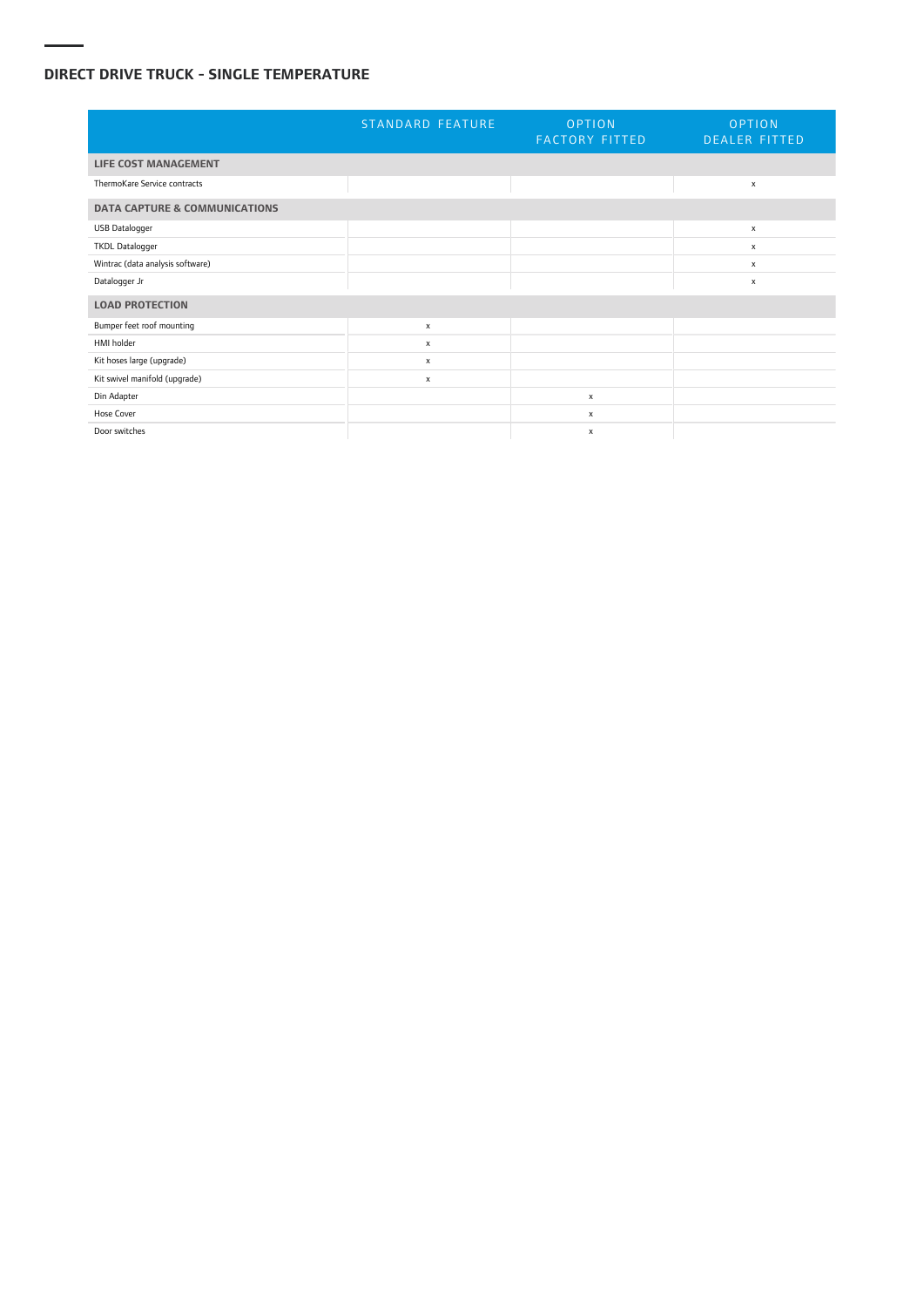## DIRECT DRIVE TRUCK - SINGLE TEMPERATURE

| | STANDARD FEATURE | OPTION FACTORY FITTED | OPTION DEALER FITTED |
|---|---|---|---|
| **LIFE COST MANAGEMENT** | | | |
| ThermoKare Service contracts | | | x |
| **DATA CAPTURE & COMMUNICATIONS** | | | |
| USB Datalogger | | | x |
| TKDL Datalogger | | | x |
| Wintrac (data analysis software) | | | x |
| Datalogger Jr | | | x |
| **LOAD PROTECTION** | | | |
| Bumper feet roof mounting | x | | |
| HMI holder | x | | |
| Kit hoses large (upgrade) | x | | |
| Kit swivel manifold (upgrade) | x | | |
| Din Adapter | | x | |
| Hose Cover | | x | |
| Door switches | | x | |